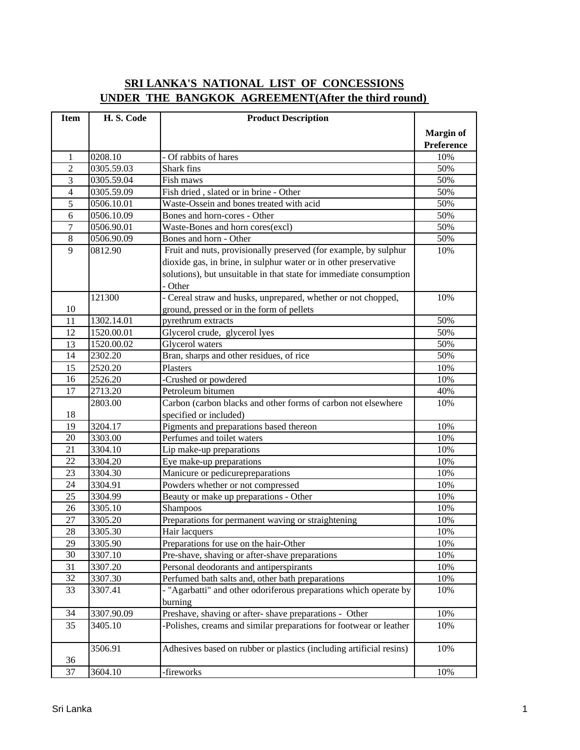## SRI LANKA'S NATIONAL LIST OF CONCESSIONS UNDER THE BANGKOK AGREEMENT(After the third round)

| Item | H. S. Code | Product Description | Margin of Preference |
|---|---|---|---|
| 1 | 0208.10 | - Of rabbits of hares | 10% |
| 2 | 0305.59.03 | Shark fins | 50% |
| 3 | 0305.59.04 | Fish maws | 50% |
| 4 | 0305.59.09 | Fish dried , slated or in brine - Other | 50% |
| 5 | 0506.10.01 | Waste-Ossein and bones treated with acid | 50% |
| 6 | 0506.10.09 | Bones and horn-cores - Other | 50% |
| 7 | 0506.90.01 | Waste-Bones and horn cores(excl) | 50% |
| 8 | 0506.90.09 | Bones and horn - Other | 50% |
| 9 | 0812.90 | Fruit and nuts, provisionally preserved (for example, by sulphur dioxide gas, in brine, in sulphur water or in other preservative solutions), but unsuitable in that state for immediate consumption - Other | 10% |
| 10 | 121300 | - Cereal straw and husks, unprepared, whether or not chopped, ground, pressed or in the form of pellets | 10% |
| 11 | 1302.14.01 | pyrethrum extracts | 50% |
| 12 | 1520.00.01 | Glycerol crude, glycerol lyes | 50% |
| 13 | 1520.00.02 | Glycerol waters | 50% |
| 14 | 2302.20 | Bran, sharps and other residues, of rice | 50% |
| 15 | 2520.20 | Plasters | 10% |
| 16 | 2526.20 | -Crushed or powdered | 10% |
| 17 | 2713.20 | Petroleum bitumen | 40% |
| 18 | 2803.00 | Carbon (carbon blacks and other forms of carbon not elsewhere specified or included) | 10% |
| 19 | 3204.17 | Pigments and preparations based thereon | 10% |
| 20 | 3303.00 | Perfumes and toilet waters | 10% |
| 21 | 3304.10 | Lip make-up preparations | 10% |
| 22 | 3304.20 | Eye make-up preparations | 10% |
| 23 | 3304.30 | Manicure or pedicurepreparations | 10% |
| 24 | 3304.91 | Powders whether or not compressed | 10% |
| 25 | 3304.99 | Beauty or make up preparations - Other | 10% |
| 26 | 3305.10 | Shampoos | 10% |
| 27 | 3305.20 | Preparations for permanent waving or straightening | 10% |
| 28 | 3305.30 | Hair lacquers | 10% |
| 29 | 3305.90 | Preparations for use on the hair-Other | 10% |
| 30 | 3307.10 | Pre-shave, shaving or after-shave preparations | 10% |
| 31 | 3307.20 | Personal deodorants and antiperspirants | 10% |
| 32 | 3307.30 | Perfumed bath salts and, other bath preparations | 10% |
| 33 | 3307.41 | - "Agarbatti" and other odoriferous preparations which operate by burning | 10% |
| 34 | 3307.90.09 | Preshave, shaving or after- shave preparations - Other | 10% |
| 35 | 3405.10 | -Polishes, creams and similar preparations for footwear or leather | 10% |
| 36 | 3506.91 | Adhesives based on rubber or plastics (including artificial resins) | 10% |
| 37 | 3604.10 | -fireworks | 10% |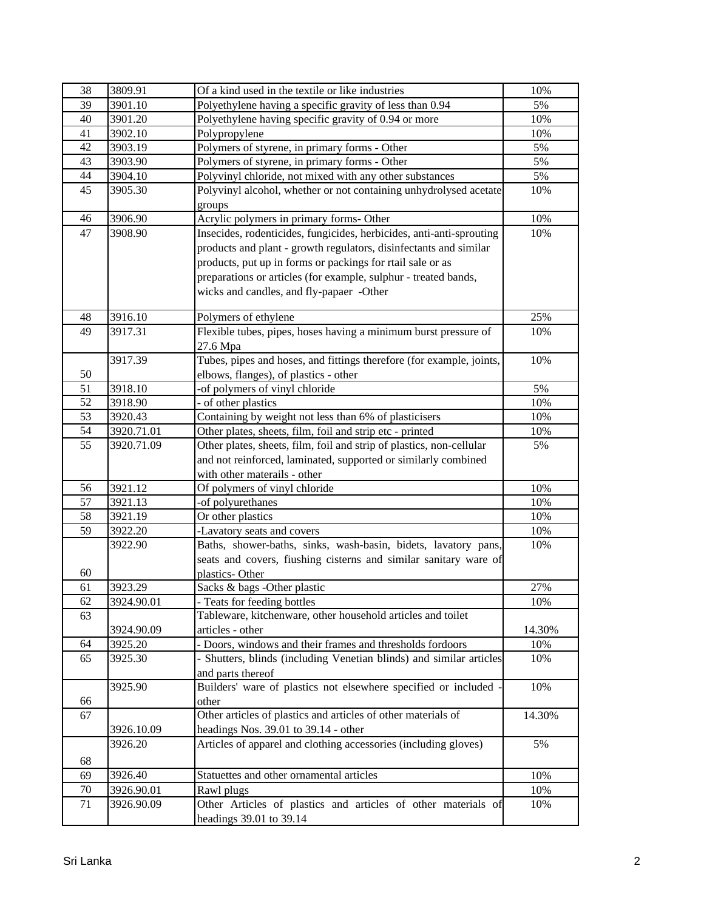| 38 | 3809.91 | Of a kind used in the textile or like industries | 10% |
|---|---|---|---|
| 39 | 3901.10 | Polyethylene having a specific gravity of less than 0.94 | 5% |
| 40 | 3901.20 | Polyethylene having specific gravity of 0.94 or more | 10% |
| 41 | 3902.10 | Polypropylene | 10% |
| 42 | 3903.19 | Polymers of styrene, in primary forms - Other | 5% |
| 43 | 3903.90 | Polymers of styrene, in primary forms - Other | 5% |
| 44 | 3904.10 | Polyvinyl chloride, not mixed with any other substances | 5% |
| 45 | 3905.30 | Polyvinyl alcohol, whether or not containing unhydrolysed acetate groups | 10% |
| 46 | 3906.90 | Acrylic polymers in primary forms- Other | 10% |
| 47 | 3908.90 | Insecides, rodenticides, fungicides, herbicides, anti-anti-sprouting products and plant - growth regulators, disinfectants and similar products, put up in forms or packings for rtail sale or as preparations or articles (for example, sulphur - treated bands, wicks and candles, and fly-papaer -Other | 10% |
| 48 | 3916.10 | Polymers of ethylene | 25% |
| 49 | 3917.31 | Flexible tubes, pipes, hoses having a minimum burst pressure of 27.6 Mpa | 10% |
| 50 | 3917.39 | Tubes, pipes and hoses, and fittings therefore (for example, joints, elbows, flanges), of plastics - other | 10% |
| 51 | 3918.10 | -of polymers of vinyl chloride | 5% |
| 52 | 3918.90 | - of other plastics | 10% |
| 53 | 3920.43 | Containing by weight not less than 6% of plasticisers | 10% |
| 54 | 3920.71.01 | Other plates, sheets, film, foil and strip etc - printed | 10% |
| 55 | 3920.71.09 | Other plates, sheets, film, foil and strip of plastics, non-cellular and not reinforced, laminated, supported or similarly combined with other materails - other | 5% |
| 56 | 3921.12 | Of polymers of vinyl chloride | 10% |
| 57 | 3921.13 | -of polyurethanes | 10% |
| 58 | 3921.19 | Or other plastics | 10% |
| 59 | 3922.20 | -Lavatory seats and covers | 10% |
| 60 | 3922.90 | Baths, shower-baths, sinks, wash-basin, bidets, lavatory pans, seats and covers, fiushing cisterns and similar sanitary ware of plastics- Other | 10% |
| 61 | 3923.29 | Sacks & bags -Other plastic | 27% |
| 62 | 3924.90.01 | - Teats for feeding bottles | 10% |
| 63 | 3924.90.09 | Tableware, kitchenware, other household articles and toilet articles - other | 14.30% |
| 64 | 3925.20 | - Doors, windows and their frames and thresholds fordoors | 10% |
| 65 | 3925.30 | - Shutters, blinds (including Venetian blinds) and similar articles and parts thereof | 10% |
| 66 | 3925.90 | Builders' ware of plastics not elsewhere specified or included - other | 10% |
| 67 | 3926.10.09 | Other articles of plastics and articles of other materials of headings Nos. 39.01 to 39.14 - other | 14.30% |
| 68 | 3926.20 | Articles of apparel and clothing accessories (including gloves) | 5% |
| 69 | 3926.40 | Statuettes and other ornamental articles | 10% |
| 70 | 3926.90.01 | Rawl plugs | 10% |
| 71 | 3926.90.09 | Other Articles of plastics and articles of other materials of headings 39.01 to 39.14 | 10% |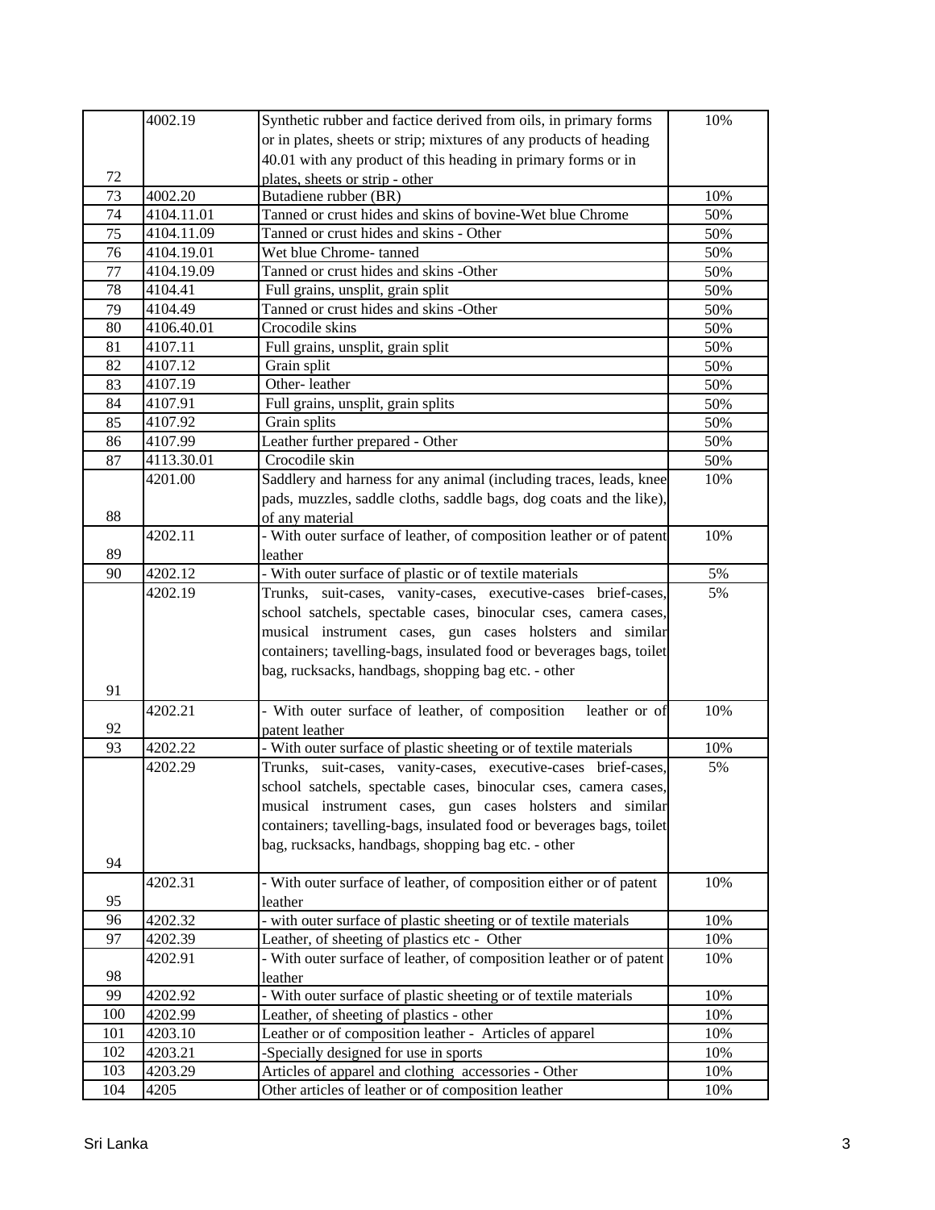| 72 | 4002.19 | Synthetic rubber and factice derived from oils, in primary forms or in plates, sheets or strip; mixtures of any products of heading 40.01 with any product of this heading in primary forms or in plates, sheets or strip - other | 10% |
|---|---|---|---|
| 73 | 4002.20 | Butadiene rubber (BR) | 10% |
| 74 | 4104.11.01 | Tanned or crust hides and skins of bovine-Wet blue Chrome | 50% |
| 75 | 4104.11.09 | Tanned or crust hides and skins - Other | 50% |
| 76 | 4104.19.01 | Wet blue Chrome- tanned | 50% |
| 77 | 4104.19.09 | Tanned or crust hides and skins -Other | 50% |
| 78 | 4104.41 | Full grains, unsplit, grain split | 50% |
| 79 | 4104.49 | Tanned or crust hides and skins -Other | 50% |
| 80 | 4106.40.01 | Crocodile skins | 50% |
| 81 | 4107.11 | Full grains, unsplit, grain split | 50% |
| 82 | 4107.12 | Grain split | 50% |
| 83 | 4107.19 | Other- leather | 50% |
| 84 | 4107.91 | Full grains, unsplit, grain splits | 50% |
| 85 | 4107.92 | Grain splits | 50% |
| 86 | 4107.99 | Leather further prepared - Other | 50% |
| 87 | 4113.30.01 | Crocodile skin | 50% |
| 88 | 4201.00 | Saddlery and harness for any animal (including traces, leads, knee pads, muzzles, saddle cloths, saddle bags, dog coats and the like), of any material | 10% |
| 89 | 4202.11 | - With outer surface of leather, of composition leather or of patent leather | 10% |
| 90 | 4202.12 | - With outer surface of plastic or of textile materials | 5% |
| 91 | 4202.19 | Trunks, suit-cases, vanity-cases, executive-cases brief-cases, school satchels, spectable cases, binocular cses, camera cases, musical instrument cases, gun cases holsters and similar containers; tavelling-bags, insulated food or beverages bags, toilet bag, rucksacks, handbags, shopping bag etc. - other | 5% |
| 92 | 4202.21 | - With outer surface of leather, of composition leather or of patent leather | 10% |
| 93 | 4202.22 | - With outer surface of plastic sheeting or of textile materials | 10% |
| 94 | 4202.29 | Trunks, suit-cases, vanity-cases, executive-cases brief-cases, school satchels, spectable cases, binocular cses, camera cases, musical instrument cases, gun cases holsters and similar containers; tavelling-bags, insulated food or beverages bags, toilet bag, rucksacks, handbags, shopping bag etc. - other | 5% |
| 95 | 4202.31 | - With outer surface of leather, of composition either or of patent leather | 10% |
| 96 | 4202.32 | - with outer surface of plastic sheeting or of textile materials | 10% |
| 97 | 4202.39 | Leather, of sheeting of plastics etc - Other | 10% |
| 98 | 4202.91 | - With outer surface of leather, of composition leather or of patent leather | 10% |
| 99 | 4202.92 | - With outer surface of plastic sheeting or of textile materials | 10% |
| 100 | 4202.99 | Leather, of sheeting of plastics - other | 10% |
| 101 | 4203.10 | Leather or of composition leather - Articles of apparel | 10% |
| 102 | 4203.21 | -Specially designed for use in sports | 10% |
| 103 | 4203.29 | Articles of apparel and clothing accessories - Other | 10% |
| 104 | 4205 | Other articles of leather or of composition leather | 10% |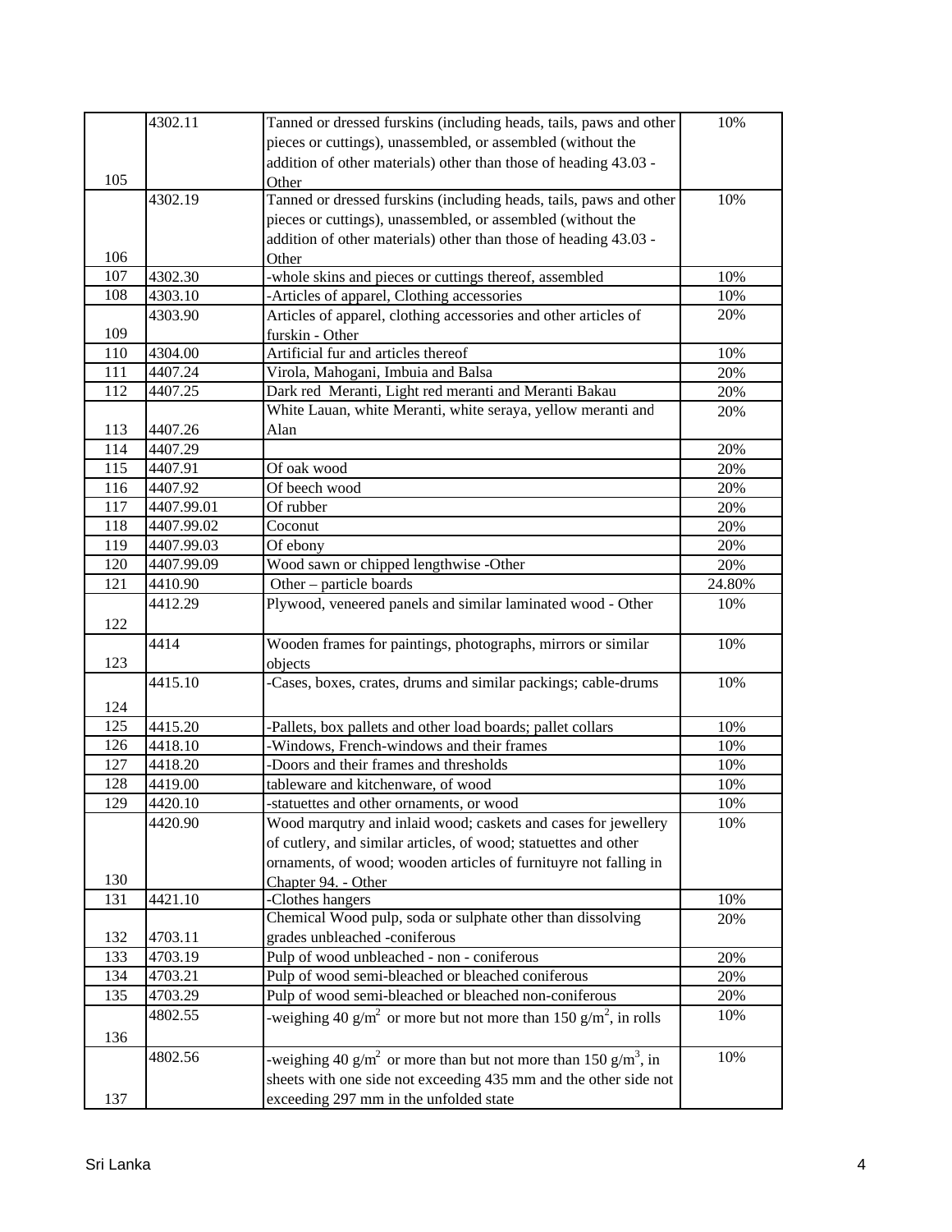| 105 | 4302.11 | Tanned or dressed furskins (including heads, tails, paws and other pieces or cuttings), unassembled, or assembled (without the addition of other materials) other than those of heading 43.03 - Other | 10% |
|---|---|---|---|
| 106 | 4302.19 | Tanned or dressed furskins (including heads, tails, paws and other pieces or cuttings), unassembled, or assembled (without the addition of other materials) other than those of heading 43.03 - Other | 10% |
| 107 | 4302.30 | -whole skins and pieces or cuttings thereof, assembled | 10% |
| 108 | 4303.10 | -Articles of apparel, Clothing accessories | 10% |
| 109 | 4303.90 | Articles of apparel, clothing accessories and other articles of furskin - Other | 20% |
| 110 | 4304.00 | Artificial fur and articles thereof | 10% |
| 111 | 4407.24 | Virola, Mahogani, Imbuia and Balsa | 20% |
| 112 | 4407.25 | Dark red Meranti, Light red meranti and Meranti Bakau | 20% |
| 113 | 4407.26 | White Lauan, white Meranti, white seraya, yellow meranti and Alan | 20% |
| 114 | 4407.29 | | 20% |
| 115 | 4407.91 | Of oak wood | 20% |
| 116 | 4407.92 | Of beech wood | 20% |
| 117 | 4407.99.01 | Of rubber | 20% |
| 118 | 4407.99.02 | Coconut | 20% |
| 119 | 4407.99.03 | Of ebony | 20% |
| 120 | 4407.99.09 | Wood sawn or chipped lengthwise -Other | 20% |
| 121 | 4410.90 | Other – particle boards | 24.80% |
| 122 | 4412.29 | Plywood, veneered panels and similar laminated wood - Other | 10% |
| 123 | 4414 | Wooden frames for paintings, photographs, mirrors or similar objects | 10% |
| 124 | 4415.10 | -Cases, boxes, crates, drums and similar packings; cable-drums | 10% |
| 125 | 4415.20 | -Pallets, box pallets and other load boards; pallet collars | 10% |
| 126 | 4418.10 | -Windows, French-windows and their frames | 10% |
| 127 | 4418.20 | -Doors and their frames and thresholds | 10% |
| 128 | 4419.00 | tableware and kitchenware, of wood | 10% |
| 129 | 4420.10 | -statuettes and other ornaments, or wood | 10% |
| 130 | 4420.90 | Wood marqutry and inlaid wood; caskets and cases for jewellery of cutlery, and similar articles, of wood; statuettes and other ornaments, of wood; wooden articles of furnituyre not falling in Chapter 94. - Other | 10% |
| 131 | 4421.10 | -Clothes hangers | 10% |
| 132 | 4703.11 | Chemical Wood pulp, soda or sulphate other than dissolving grades unbleached -coniferous | 20% |
| 133 | 4703.19 | Pulp of wood unbleached - non - coniferous | 20% |
| 134 | 4703.21 | Pulp of wood semi-bleached or bleached coniferous | 20% |
| 135 | 4703.29 | Pulp of wood semi-bleached or bleached non-coniferous | 20% |
| 136 | 4802.55 | -weighing 40 $g/m^2$ or more but not more than 150 $g/m^2$, in rolls | 10% |
| 137 | 4802.56 | -weighing 40 $g/m^2$ or more than but not more than 150 $g/m^3$, in sheets with one side not exceeding 435 mm and the other side not exceeding 297 mm in the unfolded state | 10% |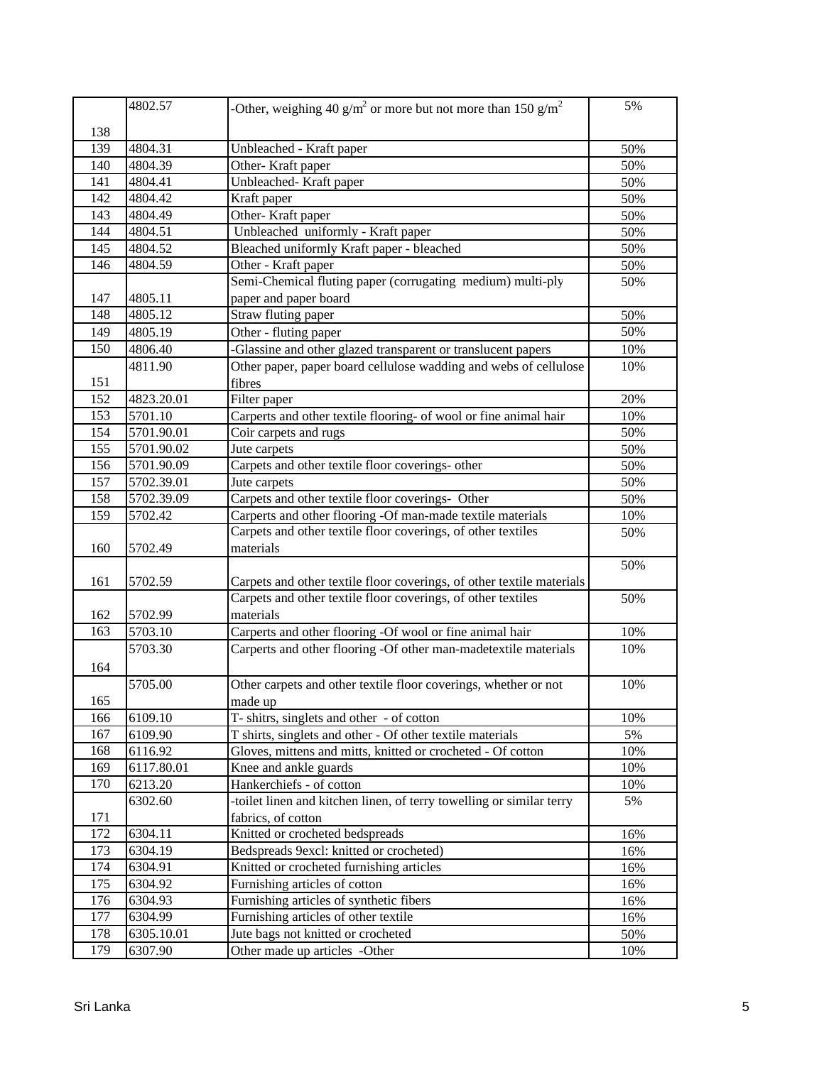| 138 | 4802.57 | -Other, weighing 40 g/$m^2$ or more but not more than 150 g/$m^2$ | 5% |
|---|---|---|---|
| 139 | 4804.31 | Unbleached - Kraft paper | 50% |
| 140 | 4804.39 | Other- Kraft paper | 50% |
| 141 | 4804.41 | Unbleached- Kraft paper | 50% |
| 142 | 4804.42 | Kraft paper | 50% |
| 143 | 4804.49 | Other- Kraft paper | 50% |
| 144 | 4804.51 | Unbleached uniformly - Kraft paper | 50% |
| 145 | 4804.52 | Bleached uniformly Kraft paper - bleached | 50% |
| 146 | 4804.59 | Other - Kraft paper | 50% |
| 147 | 4805.11 | Semi-Chemical fluting paper (corrugating medium) multi-ply paper and paper board | 50% |
| 148 | 4805.12 | Straw fluting paper | 50% |
| 149 | 4805.19 | Other - fluting paper | 50% |
| 150 | 4806.40 | -Glassine and other glazed transparent or translucent papers | 10% |
| 151 | 4811.90 | Other paper, paper board cellulose wadding and webs of cellulose fibres | 10% |
| 152 | 4823.20.01 | Filter paper | 20% |
| 153 | 5701.10 | Carpets and other textile flooring- of wool or fine animal hair | 10% |
| 154 | 5701.90.01 | Coir carpets and rugs | 50% |
| 155 | 5701.90.02 | Jute carpets | 50% |
| 156 | 5701.90.09 | Carpets and other textile floor coverings- other | 50% |
| 157 | 5702.39.01 | Jute carpets | 50% |
| 158 | 5702.39.09 | Carpets and other textile floor coverings- Other | 50% |
| 159 | 5702.42 | Carperts and other flooring -Of man-made textile materials | 10% |
| 160 | 5702.49 | Carpets and other textile floor coverings, of other textiles materials | 50% |
| 161 | 5702.59 | Carpets and other textile floor coverings, of other textile materials | 50% |
| 162 | 5702.99 | Carpets and other textile floor coverings, of other textiles materials | 50% |
| 163 | 5703.10 | Carperts and other flooring -Of wool or fine animal hair | 10% |
| 164 | 5703.30 | Carperts and other flooring -Of other man-madetextile materials | 10% |
| 165 | 5705.00 | Other carpets and other textile floor coverings, whether or not made up | 10% |
| 166 | 6109.10 | T- shitrs, singlets and other - of cotton | 10% |
| 167 | 6109.90 | T shirts, singlets and other - Of other textile materials | 5% |
| 168 | 6116.92 | Gloves, mittens and mitts, knitted or crocheted - Of cotton | 10% |
| 169 | 6117.80.01 | Knee and ankle guards | 10% |
| 170 | 6213.20 | Hankerchiefs - of cotton | 10% |
| 171 | 6302.60 | -toilet linen and kitchen linen, of terry towelling or similar terry fabrics, of cotton | 5% |
| 172 | 6304.11 | Knitted or crocheted bedspreads | 16% |
| 173 | 6304.19 | Bedspreads 9excl: knitted or crocheted) | 16% |
| 174 | 6304.91 | Knitted or crocheted furnishing articles | 16% |
| 175 | 6304.92 | Furnishing articles of cotton | 16% |
| 176 | 6304.93 | Furnishing articles of synthetic fibers | 16% |
| 177 | 6304.99 | Furnishing articles of other textile | 16% |
| 178 | 6305.10.01 | Jute bags not knitted or crocheted | 50% |
| 179 | 6307.90 | Other made up articles -Other | 10% |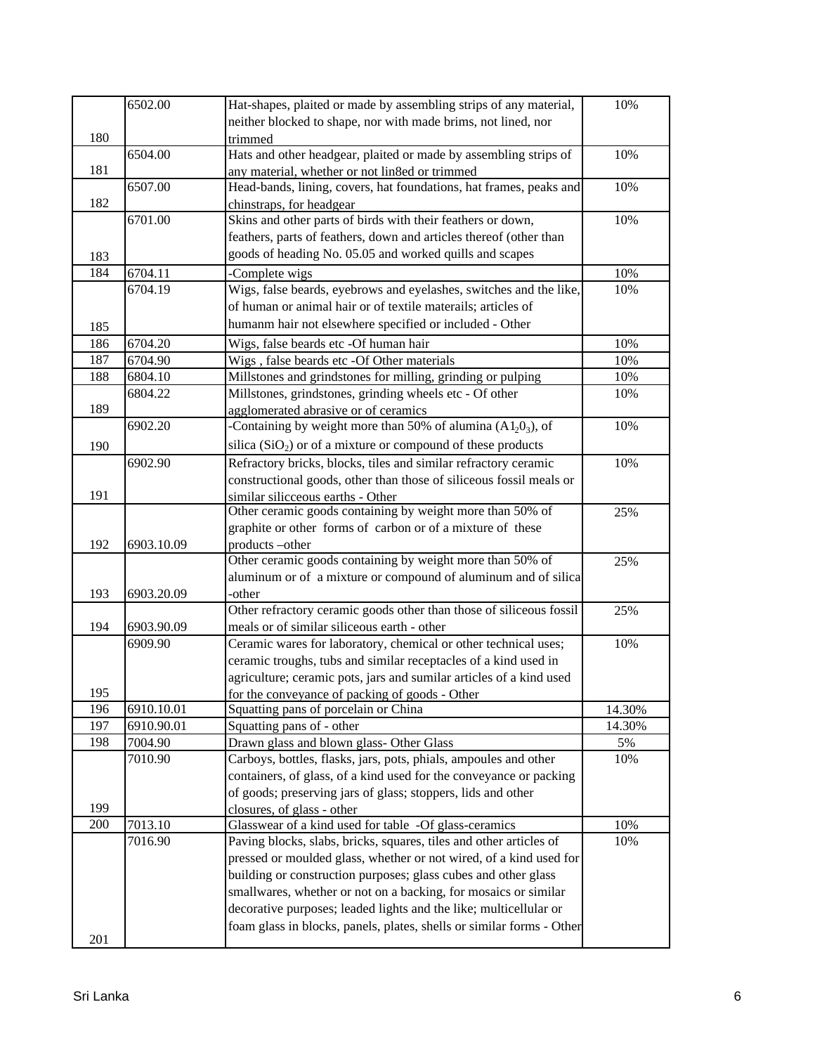| 180 | 6502.00 | Hat-shapes, plaited or made by assembling strips of any material, neither blocked to shape, nor with made brims, not lined, nor trimmed | 10% |
|---|---|---|---|
| 181 | 6504.00 | Hats and other headgear, plaited or made by assembling strips of any material, whether or not lin8ed or trimmed | 10% |
| 182 | 6507.00 | Head-bands, lining, covers, hat foundations, hat frames, peaks and chinstraps, for headgear | 10% |
| 183 | 6701.00 | Skins and other parts of birds with their feathers or down, feathers, parts of feathers, down and articles thereof (other than goods of heading No. 05.05 and worked quills and scapes | 10% |
| 184 | 6704.11 | -Complete wigs | 10% |
| 185 | 6704.19 | Wigs, false beards, eyebrows and eyelashes, switches and the like, of human or animal hair or of textile materails; articles of humanm hair not elsewhere specified or included - Other | 10% |
| 186 | 6704.20 | Wigs, false beards etc -Of human hair | 10% |
| 187 | 6704.90 | Wigs , false beards etc -Of Other materials | 10% |
| 188 | 6804.10 | Millstones and grindstones for milling, grinding or pulping | 10% |
| 189 | 6804.22 | Millstones, grindstones, grinding wheels etc - Of other agglomerated abrasive or of ceramics | 10% |
| 190 | 6902.20 | -Containing by weight more than 50% of alumina ($A1_20_3$), of silica ($SiO_2$) or of a mixture or compound of these products | 10% |
| 191 | 6902.90 | Refractory bricks, blocks, tiles and similar refractory ceramic constructional goods, other than those of siliceous fossil meals or similar silicceous earths - Other | 10% |
| 192 | 6903.10.09 | Other ceramic goods containing by weight more than 50% of graphite or other forms of carbon or of a mixture of these products –other | 25% |
| 193 | 6903.20.09 | Other ceramic goods containing by weight more than 50% of aluminum or of a mixture or compound of aluminum and of silica -other | 25% |
| 194 | 6903.90.09 | Other refractory ceramic goods other than those of siliceous fossil meals or of similar siliceous earth - other | 25% |
| 195 | 6909.90 | Ceramic wares for laboratory, chemical or other technical uses; ceramic troughs, tubs and similar receptacles of a kind used in agriculture; ceramic pots, jars and sumilar articles of a kind used for the conveyance of packing of goods - Other | 10% |
| 196 | 6910.10.01 | Squatting pans of porcelain or China | 14.30% |
| 197 | 6910.90.01 | Squatting pans of - other | 14.30% |
| 198 | 7004.90 | Drawn glass and blown glass- Other Glass | 5% |
| 199 | 7010.90 | Carboys, bottles, flasks, jars, pots, phials, ampoules and other containers, of glass, of a kind used for the conveyance or packing of goods; preserving jars of glass; stoppers, lids and other closures, of glass - other | 10% |
| 200 | 7013.10 | Glasswear of a kind used for table -Of glass-ceramics | 10% |
| 201 | 7016.90 | Paving blocks, slabs, bricks, squares, tiles and other articles of pressed or moulded glass, whether or not wired, of a kind used for building or construction purposes; glass cubes and other glass smallwares, whether or not on a backing, for mosaics or similar decorative purposes; leaded lights and the like; multicellular or foam glass in blocks, panels, plates, shells or similar forms - Other | 10% |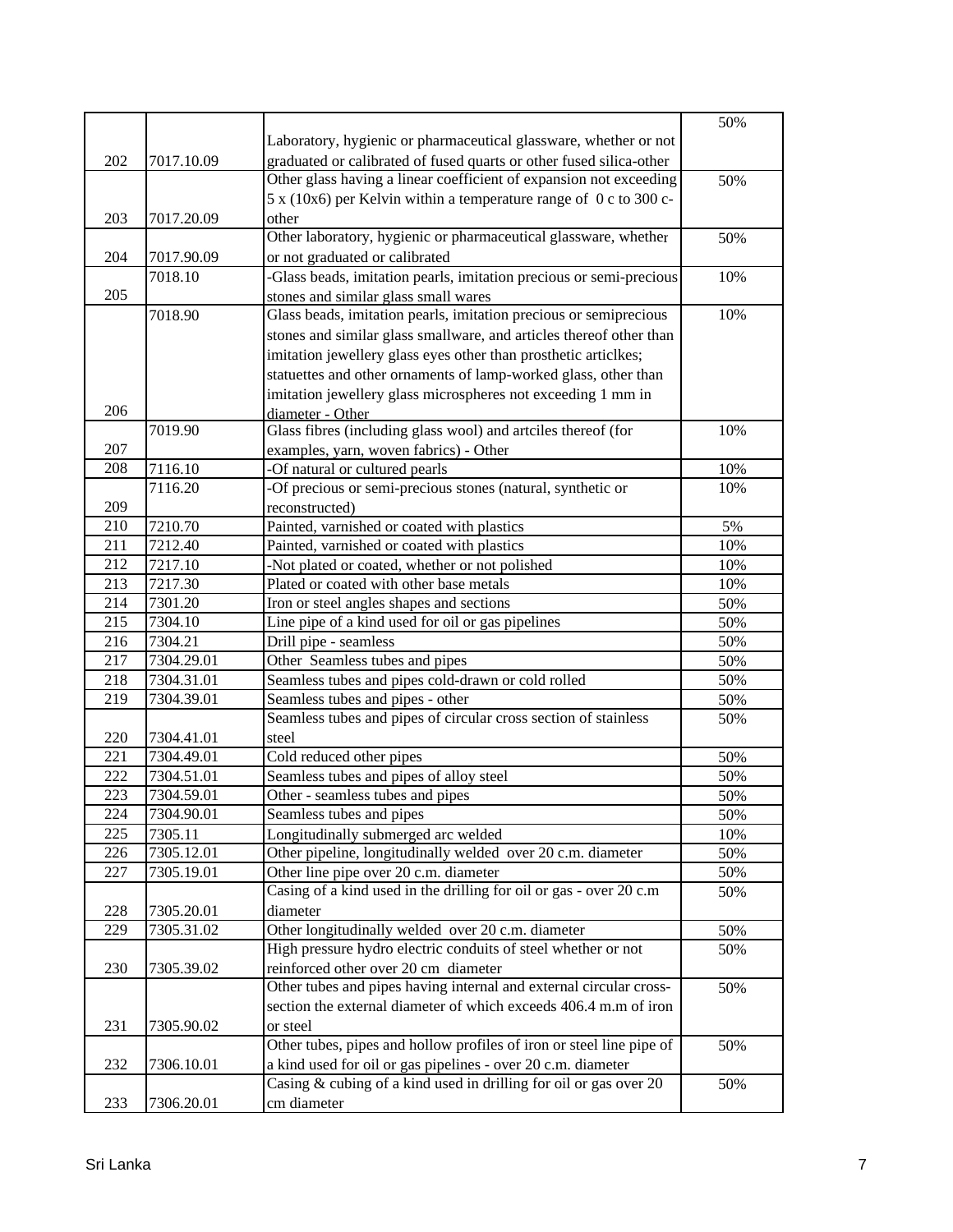| | | | |
|---|---|---|---|
| 202 | 7017.10.09 | Laboratory, hygienic or pharmaceutical glassware, whether or not graduated or calibrated of fused quarts or other fused silica-other | 50% |
| 203 | 7017.20.09 | Other glass having a linear coefficient of expansion not exceeding 5 x (10x6) per Kelvin within a temperature range of 0 c to 300 c-other | 50% |
| 204 | 7017.90.09 | Other laboratory, hygienic or pharmaceutical glassware, whether or not graduated or calibrated | 50% |
| 205 | 7018.10 | -Glass beads, imitation pearls, imitation precious or semi-precious stones and similar glass small wares | 10% |
| 206 | 7018.90 | Glass beads, imitation pearls, imitation precious or semiprecious stones and similar glass smallware, and articles thereof other than imitation jewellery glass eyes other than prosthetic articlkes; statuettes and other ornaments of lamp-worked glass, other than imitation jewellery glass microspheres not exceeding 1 mm in diameter - Other | 10% |
| 207 | 7019.90 | Glass fibres (including glass wool) and artciles thereof (for examples, yarn, woven fabrics) - Other | 10% |
| 208 | 7116.10 | -Of natural or cultured pearls | 10% |
| 209 | 7116.20 | -Of precious or semi-precious stones (natural, synthetic or reconstructed) | 10% |
| 210 | 7210.70 | Painted, varnished or coated with plastics | 5% |
| 211 | 7212.40 | Painted, varnished or coated with plastics | 10% |
| 212 | 7217.10 | -Not plated or coated, whether or not polished | 10% |
| 213 | 7217.30 | Plated or coated with other base metals | 10% |
| 214 | 7301.20 | Iron or steel angles shapes and sections | 50% |
| 215 | 7304.10 | Line pipe of a kind used for oil or gas pipelines | 50% |
| 216 | 7304.21 | Drill pipe - seamless | 50% |
| 217 | 7304.29.01 | Other Seamless tubes and pipes | 50% |
| 218 | 7304.31.01 | Seamless tubes and pipes cold-drawn or cold rolled | 50% |
| 219 | 7304.39.01 | Seamless tubes and pipes - other | 50% |
| 220 | 7304.41.01 | Seamless tubes and pipes of circular cross section of stainless steel | 50% |
| 221 | 7304.49.01 | Cold reduced other pipes | 50% |
| 222 | 7304.51.01 | Seamless tubes and pipes of alloy steel | 50% |
| 223 | 7304.59.01 | Other - seamless tubes and pipes | 50% |
| 224 | 7304.90.01 | Seamless tubes and pipes | 50% |
| 225 | 7305.11 | Longitudinally submerged arc welded | 10% |
| 226 | 7305.12.01 | Other pipeline, longitudinally welded over 20 c.m. diameter | 50% |
| 227 | 7305.19.01 | Other line pipe over 20 c.m. diameter | 50% |
| 228 | 7305.20.01 | Casing of a kind used in the drilling for oil or gas - over 20 c.m diameter | 50% |
| 229 | 7305.31.02 | Other longitudinally welded over 20 c.m. diameter | 50% |
| 230 | 7305.39.02 | High pressure hydro electric conduits of steel whether or not reinforced other over 20 cm diameter | 50% |
| 231 | 7305.90.02 | Other tubes and pipes having internal and external circular cross-section the external diameter of which exceeds 406.4 m.m of iron or steel | 50% |
| 232 | 7306.10.01 | Other tubes, pipes and hollow profiles of iron or steel line pipe of a kind used for oil or gas pipelines - over 20 c.m. diameter | 50% |
| 233 | 7306.20.01 | Casing & cubing of a kind used in drilling for oil or gas over 20 cm diameter | 50% |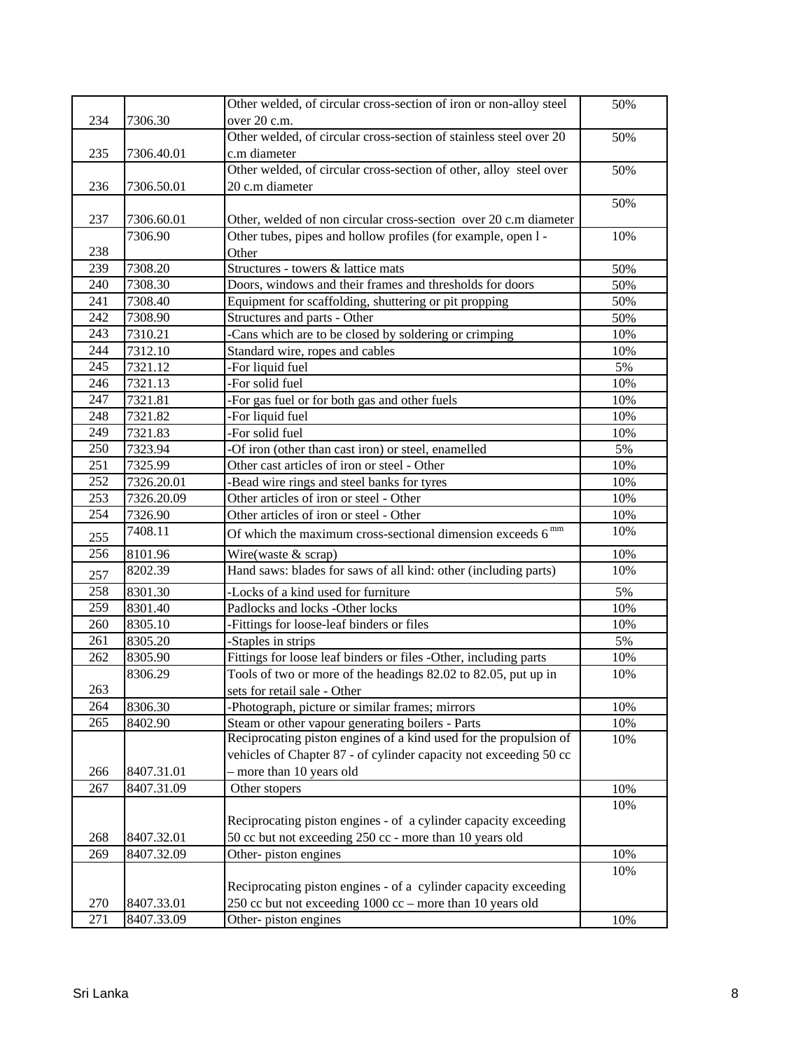| | | | |
|---|---|---|---|
| 234 | 7306.30 | Other welded, of circular cross-section of iron or non-alloy steel over 20 c.m. | 50% |
| 235 | 7306.40.01 | Other welded, of circular cross-section of stainless steel over 20 c.m diameter | 50% |
| 236 | 7306.50.01 | Other welded, of circular cross-section of other, alloy steel over 20 c.m diameter | 50% |
| 237 | 7306.60.01 | Other, welded of non circular cross-section over 20 c.m diameter | 50% |
| 238 | 7306.90 | Other tubes, pipes and hollow profiles (for example, open l - Other | 10% |
| 239 | 7308.20 | Structures - towers & lattice mats | 50% |
| 240 | 7308.30 | Doors, windows and their frames and thresholds for doors | 50% |
| 241 | 7308.40 | Equipment for scaffolding, shuttering or pit propping | 50% |
| 242 | 7308.90 | Structures and parts - Other | 50% |
| 243 | 7310.21 | -Cans which are to be closed by soldering or crimping | 10% |
| 244 | 7312.10 | Standard wire, ropes and cables | 10% |
| 245 | 7321.12 | -For liquid fuel | 5% |
| 246 | 7321.13 | -For solid fuel | 10% |
| 247 | 7321.81 | -For gas fuel or for both gas and other fuels | 10% |
| 248 | 7321.82 | -For liquid fuel | 10% |
| 249 | 7321.83 | -For solid fuel | 10% |
| 250 | 7323.94 | -Of iron (other than cast iron) or steel, enamelled | 5% |
| 251 | 7325.99 | Other cast articles of iron or steel - Other | 10% |
| 252 | 7326.20.01 | -Bead wire rings and steel banks for tyres | 10% |
| 253 | 7326.20.09 | Other articles of iron or steel - Other | 10% |
| 254 | 7326.90 | Other articles of iron or steel - Other | 10% |
| 255 | 7408.11 | Of which the maximum cross-sectional dimension exceeds 6 mm | 10% |
| 256 | 8101.96 | Wire(waste & scrap) | 10% |
| 257 | 8202.39 | Hand saws: blades for saws of all kind: other (including parts) | 10% |
| 258 | 8301.30 | -Locks of a kind used for furniture | 5% |
| 259 | 8301.40 | Padlocks and locks -Other locks | 10% |
| 260 | 8305.10 | -Fittings for loose-leaf binders or files | 10% |
| 261 | 8305.20 | -Staples in strips | 5% |
| 262 | 8305.90 | Fittings for loose leaf binders or files -Other, including parts | 10% |
| 263 | 8306.29 | Tools of two or more of the headings 82.02 to 82.05, put up in sets for retail sale - Other | 10% |
| 264 | 8306.30 | -Photograph, picture or similar frames; mirrors | 10% |
| 265 | 8402.90 | Steam or other vapour generating boilers - Parts | 10% |
| 266 | 8407.31.01 | Reciprocating piston engines of a kind used for the propulsion of vehicles of Chapter 87 - of cylinder capacity not exceeding 50 cc – more than 10 years old | 10% |
| 267 | 8407.31.09 | Other stopers | 10% |
| 268 | 8407.32.01 | Reciprocating piston engines - of a cylinder capacity exceeding 50 cc but not exceeding 250 cc - more than 10 years old | 10% |
| 269 | 8407.32.09 | Other- piston engines | 10% |
| 270 | 8407.33.01 | Reciprocating piston engines - of a cylinder capacity exceeding 250 cc but not exceeding 1000 cc – more than 10 years old | 10% |
| 271 | 8407.33.09 | Other- piston engines | 10% |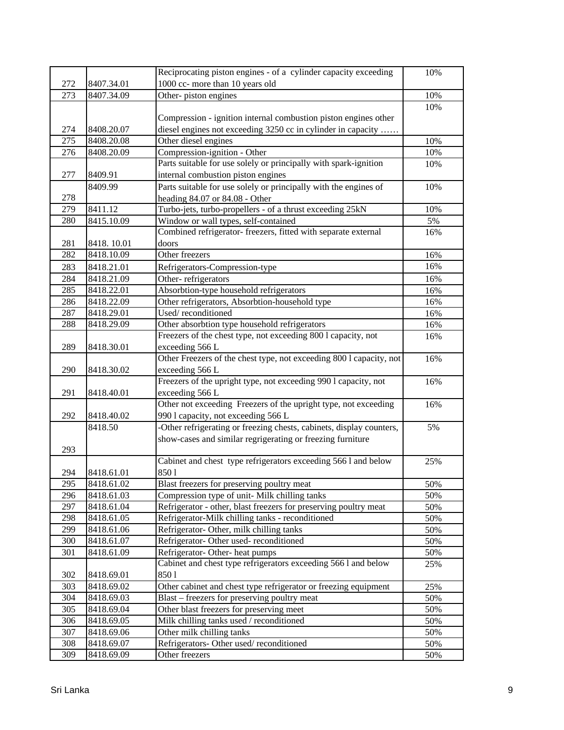| 272 | 8407.34.01 | Reciprocating piston engines - of a cylinder capacity exceeding 1000 cc- more than 10 years old | 10% |
|---|---|---|---|
| 273 | 8407.34.09 | Other- piston engines | 10% |
| 274 | 8408.20.07 | Compression - ignition internal combustion piston engines other diesel engines not exceeding 3250 cc in cylinder in capacity …… | 10% |
| 275 | 8408.20.08 | Other diesel engines | 10% |
| 276 | 8408.20.09 | Compression-ignition - Other | 10% |
| 277 | 8409.91 | Parts suitable for use solely or principally with spark-ignition internal combustion piston engines | 10% |
| 278 | 8409.99 | Parts suitable for use solely or principally with the engines of heading 84.07 or 84.08 - Other | 10% |
| 279 | 8411.12 | Turbo-jets, turbo-propellers - of a thrust exceeding 25kN | 10% |
| 280 | 8415.10.09 | Window or wall types, self-contained | 5% |
| 281 | 8418. 10.01 | Combined refrigerator- freezers, fitted with separate external doors | 16% |
| 282 | 8418.10.09 | Other freezers | 16% |
| 283 | 8418.21.01 | Refrigerators-Compression-type | 16% |
| 284 | 8418.21.09 | Other- refrigerators | 16% |
| 285 | 8418.22.01 | Absorbtion-type household refrigerators | 16% |
| 286 | 8418.22.09 | Other refrigerators, Absorbtion-household type | 16% |
| 287 | 8418.29.01 | Used/ reconditioned | 16% |
| 288 | 8418.29.09 | Other absorbtion type household refrigerators | 16% |
| 289 | 8418.30.01 | Freezers of the chest type, not exceeding 800 l capacity, not exceeding 566 L | 16% |
| 290 | 8418.30.02 | Other Freezers of the chest type, not exceeding 800 l capacity, not exceeding 566 L | 16% |
| 291 | 8418.40.01 | Freezers of the upright type, not exceeding 990 l capacity, not exceeding 566 L | 16% |
| 292 | 8418.40.02 | Other not exceeding Freezers of the upright type, not exceeding 990 l capacity, not exceeding 566 L | 16% |
| 293 | 8418.50 | -Other refrigerating or freezing chests, cabinets, display counters, show-cases and similar regrigerating or freezing furniture | 5% |
| 294 | 8418.61.01 | Cabinet and chest type refrigerators exceeding 566 l and below 850 l | 25% |
| 295 | 8418.61.02 | Blast freezers for preserving poultry meat | 50% |
| 296 | 8418.61.03 | Compression type of unit- Milk chilling tanks | 50% |
| 297 | 8418.61.04 | Refrigerator - other, blast freezers for preserving poultry meat | 50% |
| 298 | 8418.61.05 | Refrigerator-Milk chilling tanks - reconditioned | 50% |
| 299 | 8418.61.06 | Refrigerator- Other, milk chilling tanks | 50% |
| 300 | 8418.61.07 | Refrigerator- Other used- reconditioned | 50% |
| 301 | 8418.61.09 | Refrigerator- Other- heat pumps | 50% |
| 302 | 8418.69.01 | Cabinet and chest type refrigerators exceeding 566 l and below 850 l | 25% |
| 303 | 8418.69.02 | Other cabinet and chest type refrigerator or freezing equipment | 25% |
| 304 | 8418.69.03 | Blast – freezers for preserving poultry meat | 50% |
| 305 | 8418.69.04 | Other blast freezers for preserving meet | 50% |
| 306 | 8418.69.05 | Milk chilling tanks used / reconditioned | 50% |
| 307 | 8418.69.06 | Other milk chilling tanks | 50% |
| 308 | 8418.69.07 | Refrigerators- Other used/ reconditioned | 50% |
| 309 | 8418.69.09 | Other freezers | 50% |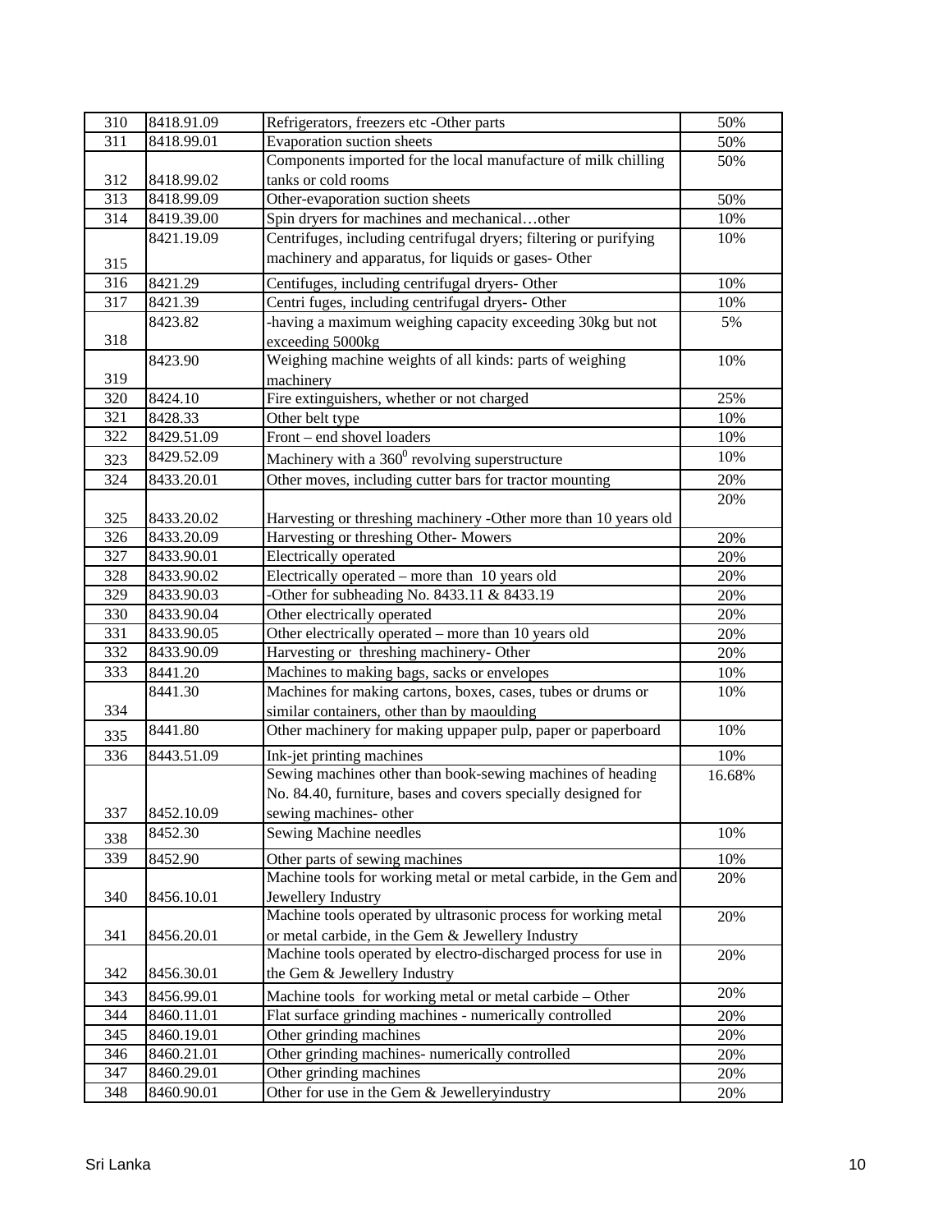| 310 | 8418.91.09 | Refrigerators, freezers etc -Other parts | 50% |
|---|---|---|---|
| 311 | 8418.99.01 | Evaporation suction sheets | 50% |
| 312 | 8418.99.02 | Components imported for the local manufacture of milk chilling tanks or cold rooms | 50% |
| 313 | 8418.99.09 | Other-evaporation suction sheets | 50% |
| 314 | 8419.39.00 | Spin dryers for machines and mechanical…other | 10% |
| 315 | 8421.19.09 | Centrifuges, including centrifugal dryers; filtering or purifying machinery and apparatus, for liquids or gases- Other | 10% |
| 316 | 8421.29 | Centifuges, including centrifugal dryers- Other | 10% |
| 317 | 8421.39 | Centri fuges, including centrifugal dryers- Other | 10% |
| 318 | 8423.82 | -having a maximum weighing capacity exceeding 30kg but not exceeding 5000kg | 5% |
| 319 | 8423.90 | Weighing machine weights of all kinds: parts of weighing machinery | 10% |
| 320 | 8424.10 | Fire extinguishers, whether or not charged | 25% |
| 321 | 8428.33 | Other belt type | 10% |
| 322 | 8429.51.09 | Front – end shovel loaders | 10% |
| 323 | 8429.52.09 | Machinery with a $360^0$ revolving superstructure | 10% |
| 324 | 8433.20.01 | Other moves, including cutter bars for tractor mounting | 20% |
| 325 | 8433.20.02 | Harvesting or threshing machinery -Other more than 10 years old | 20% |
| 326 | 8433.20.09 | Harvesting or threshing Other- Mowers | 20% |
| 327 | 8433.90.01 | Electrically operated | 20% |
| 328 | 8433.90.02 | Electrically operated – more than 10 years old | 20% |
| 329 | 8433.90.03 | -Other for subheading No. 8433.11 & 8433.19 | 20% |
| 330 | 8433.90.04 | Other electrically operated | 20% |
| 331 | 8433.90.05 | Other electrically operated – more than 10 years old | 20% |
| 332 | 8433.90.09 | Harvesting or threshing machinery- Other | 20% |
| 333 | 8441.20 | Machines to making bags, sacks or envelopes | 10% |
| 334 | 8441.30 | Machines for making cartons, boxes, cases, tubes or drums or similar containers, other than by maoulding | 10% |
| 335 | 8441.80 | Other machinery for making uppaper pulp, paper or paperboard | 10% |
| 336 | 8443.51.09 | Ink-jet printing machines | 10% |
| 337 | 8452.10.09 | Sewing machines other than book-sewing machines of heading No. 84.40, furniture, bases and covers specially designed for sewing machines- other | 16.68% |
| 338 | 8452.30 | Sewing Machine needles | 10% |
| 339 | 8452.90 | Other parts of sewing machines | 10% |
| 340 | 8456.10.01 | Machine tools for working metal or metal carbide, in the Gem and Jewellery Industry | 20% |
| 341 | 8456.20.01 | Machine tools operated by ultrasonic process for working metal or metal carbide, in the Gem & Jewellery Industry | 20% |
| 342 | 8456.30.01 | Machine tools operated by electro-discharged process for use in the Gem & Jewellery Industry | 20% |
| 343 | 8456.99.01 | Machine tools for working metal or metal carbide – Other | 20% |
| 344 | 8460.11.01 | Flat surface grinding machines - numerically controlled | 20% |
| 345 | 8460.19.01 | Other grinding machines | 20% |
| 346 | 8460.21.01 | Other grinding machines- numerically controlled | 20% |
| 347 | 8460.29.01 | Other grinding machines | 20% |
| 348 | 8460.90.01 | Other for use in the Gem & Jewelleryindustry | 20% |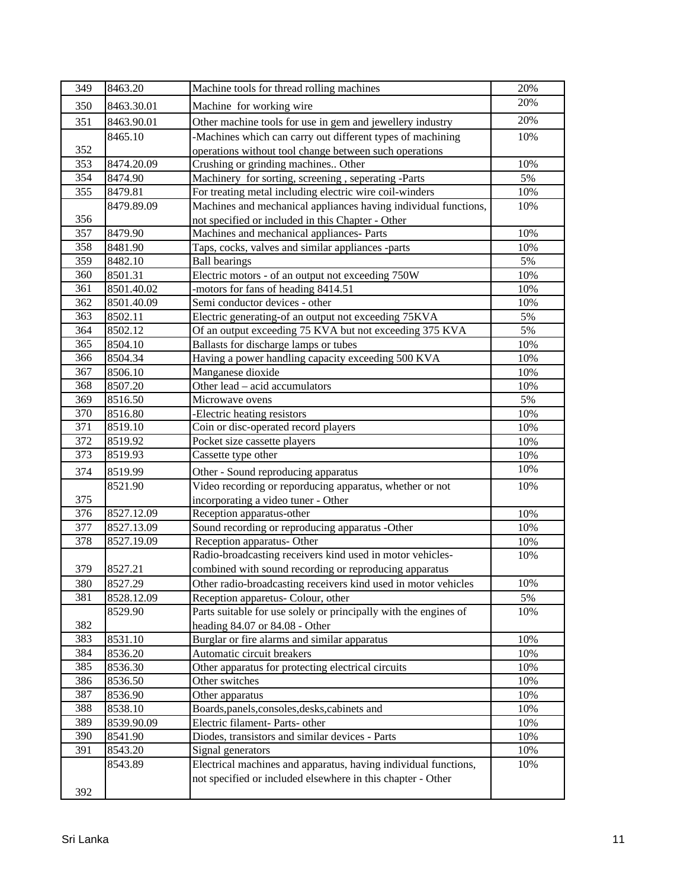| 349 | 8463.20 | Machine tools for thread rolling machines | 20% |
|---|---|---|---|
| 350 | 8463.30.01 | Machine for working wire | 20% |
| 351 | 8463.90.01 | Other machine tools for use in gem and jewellery industry | 20% |
| 352 | 8465.10 | -Machines which can carry out different types of machining operations without tool change between such operations | 10% |
| 353 | 8474.20.09 | Crushing or grinding machines.. Other | 10% |
| 354 | 8474.90 | Machinery for sorting, screening , seperating -Parts | 5% |
| 355 | 8479.81 | For treating metal including electric wire coil-winders | 10% |
| 356 | 8479.89.09 | Machines and mechanical appliances having individual functions, not specified or included in this Chapter - Other | 10% |
| 357 | 8479.90 | Machines and mechanical appliances- Parts | 10% |
| 358 | 8481.90 | Taps, cocks, valves and similar appliances -parts | 10% |
| 359 | 8482.10 | Ball bearings | 5% |
| 360 | 8501.31 | Electric motors - of an output not exceeding 750W | 10% |
| 361 | 8501.40.02 | -motors for fans of heading 8414.51 | 10% |
| 362 | 8501.40.09 | Semi conductor devices - other | 10% |
| 363 | 8502.11 | Electric generating-of an output not exceeding 75KVA | 5% |
| 364 | 8502.12 | Of an output exceeding 75 KVA but not exceeding 375 KVA | 5% |
| 365 | 8504.10 | Ballasts for discharge lamps or tubes | 10% |
| 366 | 8504.34 | Having a power handling capacity exceeding 500 KVA | 10% |
| 367 | 8506.10 | Manganese dioxide | 10% |
| 368 | 8507.20 | Other lead – acid accumulators | 10% |
| 369 | 8516.50 | Microwave ovens | 5% |
| 370 | 8516.80 | -Electric heating resistors | 10% |
| 371 | 8519.10 | Coin or disc-operated record players | 10% |
| 372 | 8519.92 | Pocket size cassette players | 10% |
| 373 | 8519.93 | Cassette type other | 10% |
| 374 | 8519.99 | Other - Sound reproducing apparatus | 10% |
| 375 | 8521.90 | Video recording or reporducing apparatus, whether or not incorporating a video tuner - Other | 10% |
| 376 | 8527.12.09 | Reception apparatus-other | 10% |
| 377 | 8527.13.09 | Sound recording or reproducing apparatus -Other | 10% |
| 378 | 8527.19.09 | Reception apparatus- Other | 10% |
| 379 | 8527.21 | Radio-broadcasting receivers kind used in motor vehicles-combined with sound recording or reproducing apparatus | 10% |
| 380 | 8527.29 | Other radio-broadcasting receivers kind used in motor vehicles | 10% |
| 381 | 8528.12.09 | Reception apparetus- Colour, other | 5% |
| 382 | 8529.90 | Parts suitable for use solely or principally with the engines of heading 84.07 or 84.08 - Other | 10% |
| 383 | 8531.10 | Burglar or fire alarms and similar apparatus | 10% |
| 384 | 8536.20 | Automatic circuit breakers | 10% |
| 385 | 8536.30 | Other apparatus for protecting electrical circuits | 10% |
| 386 | 8536.50 | Other switches | 10% |
| 387 | 8536.90 | Other apparatus | 10% |
| 388 | 8538.10 | Boards,panels,consoles,desks,cabinets and | 10% |
| 389 | 8539.90.09 | Electric filament- Parts- other | 10% |
| 390 | 8541.90 | Diodes, transistors and similar devices - Parts | 10% |
| 391 | 8543.20 | Signal generators | 10% |
| 392 | 8543.89 | Electrical machines and apparatus, having individual functions, not specified or included elsewhere in this chapter - Other | 10% |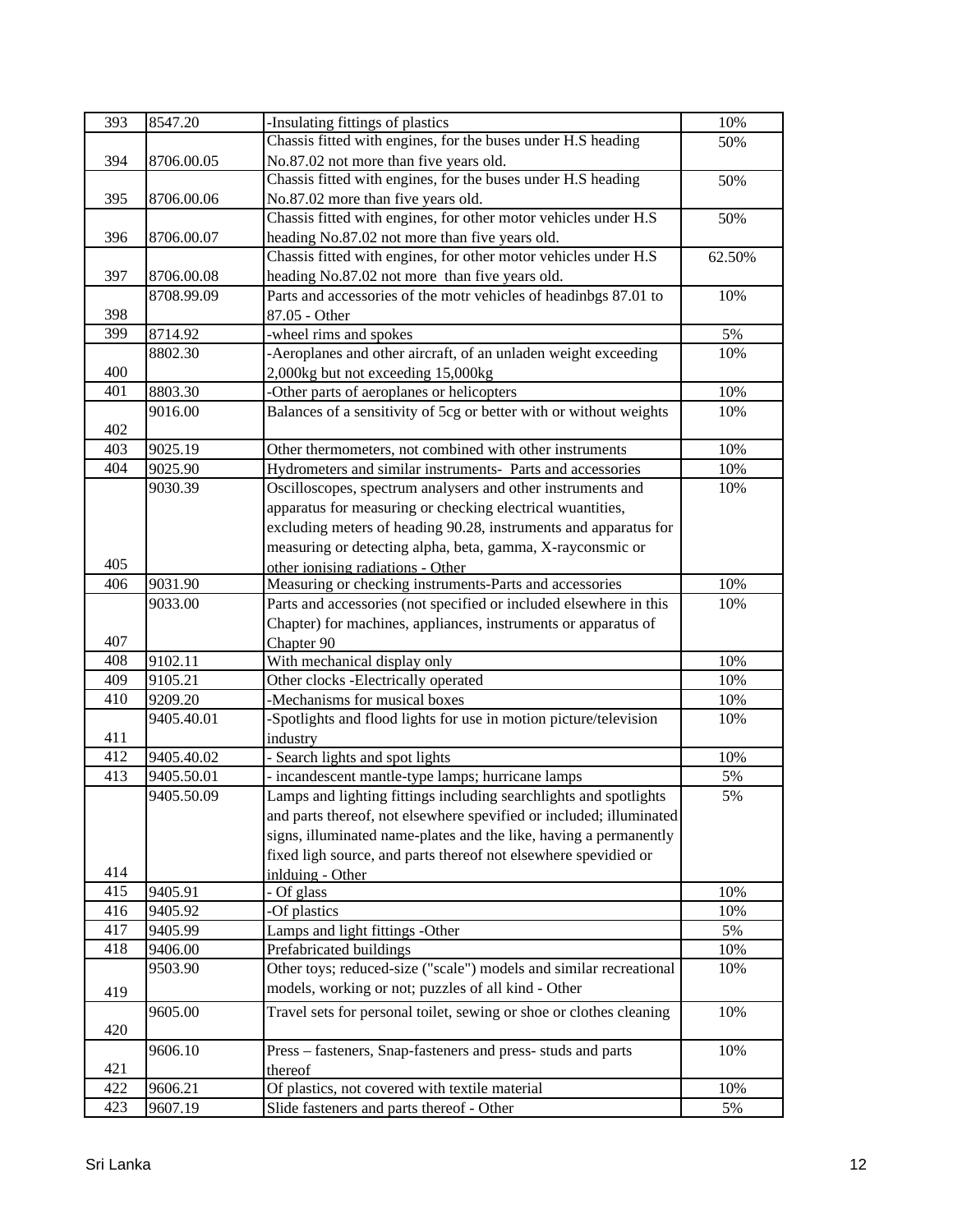| 393 | 8547.20 | -Insulating fittings of plastics | 10% |
|---|---|---|---|
| 394 | 8706.00.05 | Chassis fitted with engines, for the buses under H.S heading No.87.02 not more than five years old. | 50% |
| 395 | 8706.00.06 | Chassis fitted with engines, for the buses under H.S heading No.87.02 more than five years old. | 50% |
| 396 | 8706.00.07 | Chassis fitted with engines, for other motor vehicles under H.S heading No.87.02 not more than five years old. | 50% |
| 397 | 8706.00.08 | Chassis fitted with engines, for other motor vehicles under H.S heading No.87.02 not more than five years old. | 62.50% |
| 398 | 8708.99.09 | Parts and accessories of the motr vehicles of headinbgs 87.01 to 87.05 - Other | 10% |
| 399 | 8714.92 | -wheel rims and spokes | 5% |
| 400 | 8802.30 | -Aeroplanes and other aircraft, of an unladen weight exceeding 2,000kg but not exceeding 15,000kg | 10% |
| 401 | 8803.30 | -Other parts of aeroplanes or helicopters | 10% |
| 402 | 9016.00 | Balances of a sensitivity of 5cg or better with or without weights | 10% |
| 403 | 9025.19 | Other thermometers, not combined with other instruments | 10% |
| 404 | 9025.90 | Hydrometers and similar instruments- Parts and accessories | 10% |
| 405 | 9030.39 | Oscilloscopes, spectrum analysers and other instruments and apparatus for measuring or checking electrical wuantities, excluding meters of heading 90.28, instruments and apparatus for measuring or detecting alpha, beta, gamma, X-rayconsmic or other ionising radiations - Other | 10% |
| 406 | 9031.90 | Measuring or checking instruments-Parts and accessories | 10% |
| 407 | 9033.00 | Parts and accessories (not specified or included elsewhere in this Chapter) for machines, appliances, instruments or apparatus of Chapter 90 | 10% |
| 408 | 9102.11 | With mechanical display only | 10% |
| 409 | 9105.21 | Other clocks -Electrically operated | 10% |
| 410 | 9209.20 | -Mechanisms for musical boxes | 10% |
| 411 | 9405.40.01 | -Spotlights and flood lights for use in motion picture/television industry | 10% |
| 412 | 9405.40.02 | - Search lights and spot lights | 10% |
| 413 | 9405.50.01 | - incandescent mantle-type lamps; hurricane lamps | 5% |
| 414 | 9405.50.09 | Lamps and lighting fittings including searchlights and spotlights and parts thereof, not elsewhere spevified or included; illuminated signs, illuminated name-plates and the like, having a permanently fixed ligh source, and parts thereof not elsewhere spevidied or inlduing - Other | 5% |
| 415 | 9405.91 | - Of glass | 10% |
| 416 | 9405.92 | -Of plastics | 10% |
| 417 | 9405.99 | Lamps and light fittings -Other | 5% |
| 418 | 9406.00 | Prefabricated buildings | 10% |
| 419 | 9503.90 | Other toys; reduced-size ("scale") models and similar recreational models, working or not; puzzles of all kind - Other | 10% |
| 420 | 9605.00 | Travel sets for personal toilet, sewing or shoe or clothes cleaning | 10% |
| 421 | 9606.10 | Press – fasteners, Snap-fasteners and press- studs and parts thereof | 10% |
| 422 | 9606.21 | Of plastics, not covered with textile material | 10% |
| 423 | 9607.19 | Slide fasteners and parts thereof - Other | 5% |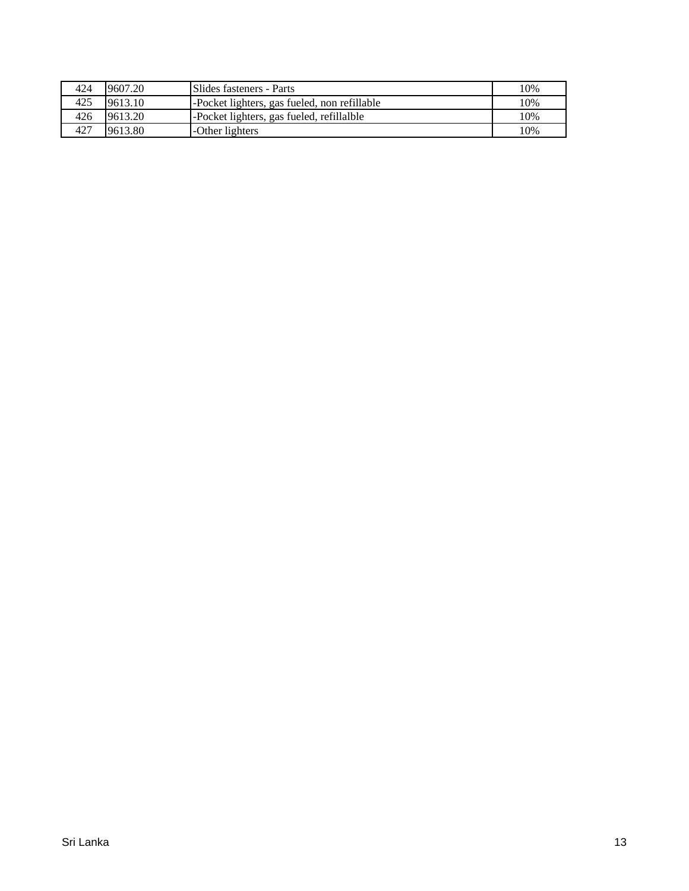| | | | |
|---|---|---|---|
| 424 | 9607.20 | Slides fasteners - Parts | 10% |
| 425 | 9613.10 | -Pocket lighters, gas fueled, non refillable | 10% |
| 426 | 9613.20 | -Pocket lighters, gas fueled, refillalble | 10% |
| 427 | 9613.80 | -Other lighters | 10% |